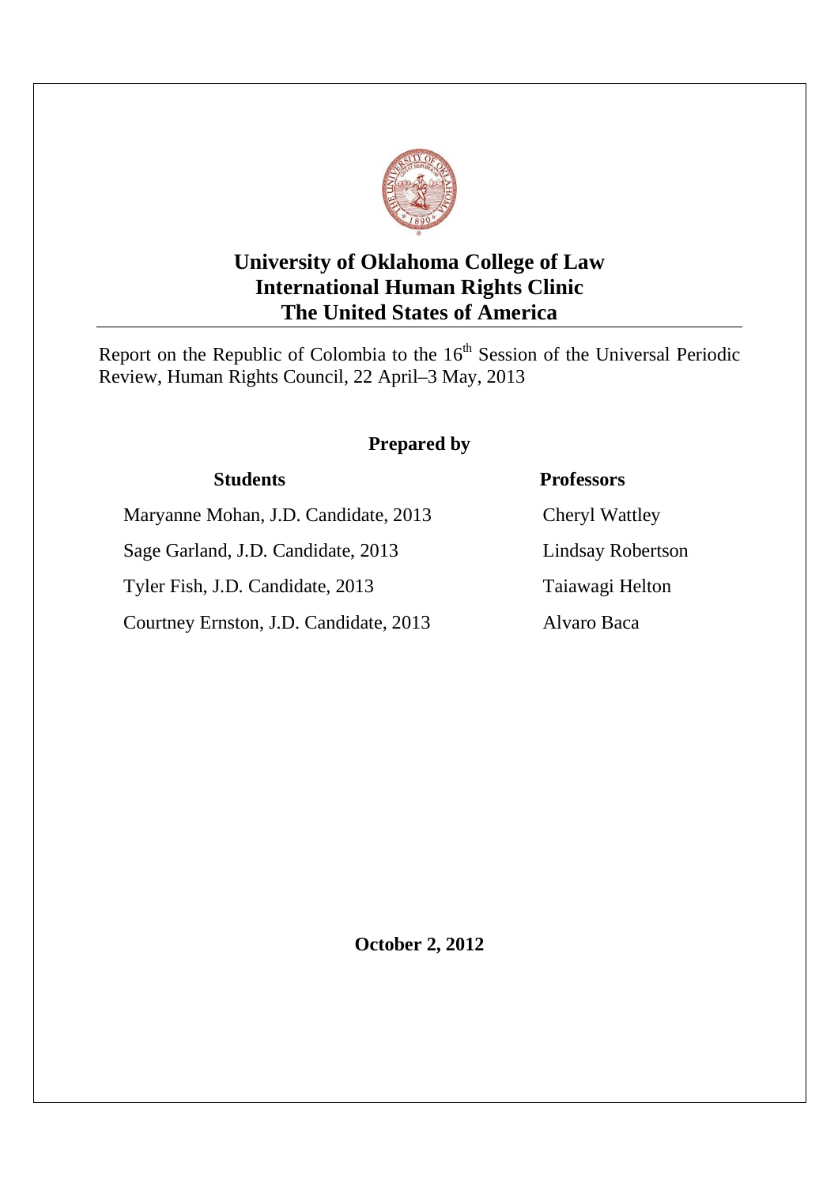# University of Oklahoma College of Law
# International Human Rights Clinic
# The United States of America

Report on the Republic of Colombia to the 16th Session of the Universal Periodic Review, Human Rights Council, 22 April–3 May, 2013

## Prepared by

**Students**

Maryanne Mohan, J.D. Candidate, 2013

Sage Garland, J.D. Candidate, 2013

Tyler Fish, J.D. Candidate, 2013

Courtney Ernston, J.D. Candidate, 2013

**Professors**

Cheryl Wattley

Lindsay Robertson

Taiawagi Helton

Alvaro Baca

**October 2, 2012**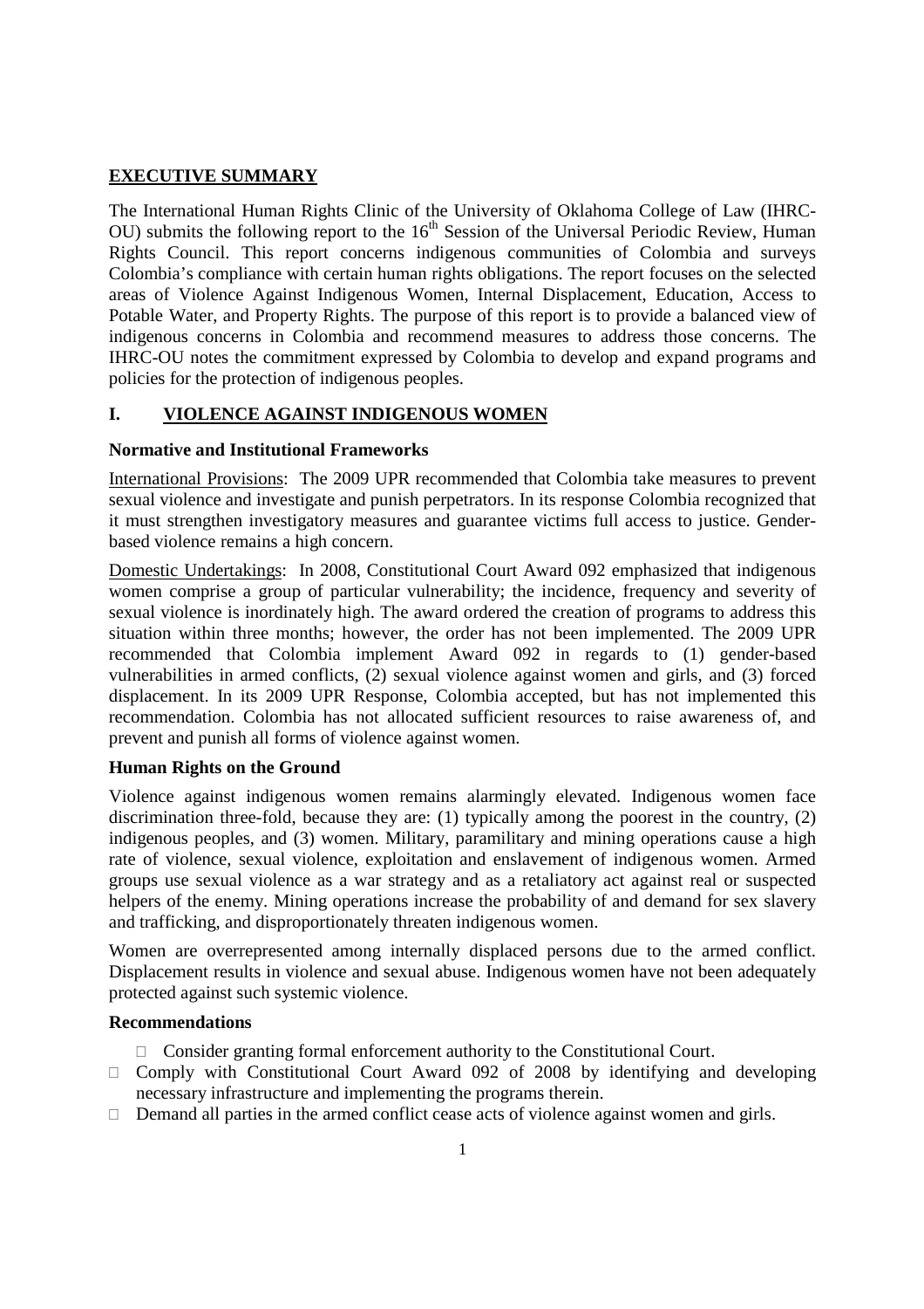## EXECUTIVE SUMMARY

The International Human Rights Clinic of the University of Oklahoma College of Law (IHRC-OU) submits the following report to the 16th Session of the Universal Periodic Review, Human Rights Council. This report concerns indigenous communities of Colombia and surveys Colombia's compliance with certain human rights obligations. The report focuses on the selected areas of Violence Against Indigenous Women, Internal Displacement, Education, Access to Potable Water, and Property Rights. The purpose of this report is to provide a balanced view of indigenous concerns in Colombia and recommend measures to address those concerns. The IHRC-OU notes the commitment expressed by Colombia to develop and expand programs and policies for the protection of indigenous peoples.

## I. VIOLENCE AGAINST INDIGENOUS WOMEN

### Normative and Institutional Frameworks

International Provisions: The 2009 UPR recommended that Colombia take measures to prevent sexual violence and investigate and punish perpetrators. In its response Colombia recognized that it must strengthen investigatory measures and guarantee victims full access to justice. Gender-based violence remains a high concern.

Domestic Undertakings: In 2008, Constitutional Court Award 092 emphasized that indigenous women comprise a group of particular vulnerability; the incidence, frequency and severity of sexual violence is inordinately high. The award ordered the creation of programs to address this situation within three months; however, the order has not been implemented. The 2009 UPR recommended that Colombia implement Award 092 in regards to (1) gender-based vulnerabilities in armed conflicts, (2) sexual violence against women and girls, and (3) forced displacement. In its 2009 UPR Response, Colombia accepted, but has not implemented this recommendation. Colombia has not allocated sufficient resources to raise awareness of, and prevent and punish all forms of violence against women.

### Human Rights on the Ground

Violence against indigenous women remains alarmingly elevated. Indigenous women face discrimination three-fold, because they are: (1) typically among the poorest in the country, (2) indigenous peoples, and (3) women. Military, paramilitary and mining operations cause a high rate of violence, sexual violence, exploitation and enslavement of indigenous women. Armed groups use sexual violence as a war strategy and as a retaliatory act against real or suspected helpers of the enemy. Mining operations increase the probability of and demand for sex slavery and trafficking, and disproportionately threaten indigenous women.

Women are overrepresented among internally displaced persons due to the armed conflict. Displacement results in violence and sexual abuse. Indigenous women have not been adequately protected against such systemic violence.

### Recommendations

- Consider granting formal enforcement authority to the Constitutional Court.
- Comply with Constitutional Court Award 092 of 2008 by identifying and developing necessary infrastructure and implementing the programs therein.
- Demand all parties in the armed conflict cease acts of violence against women and girls.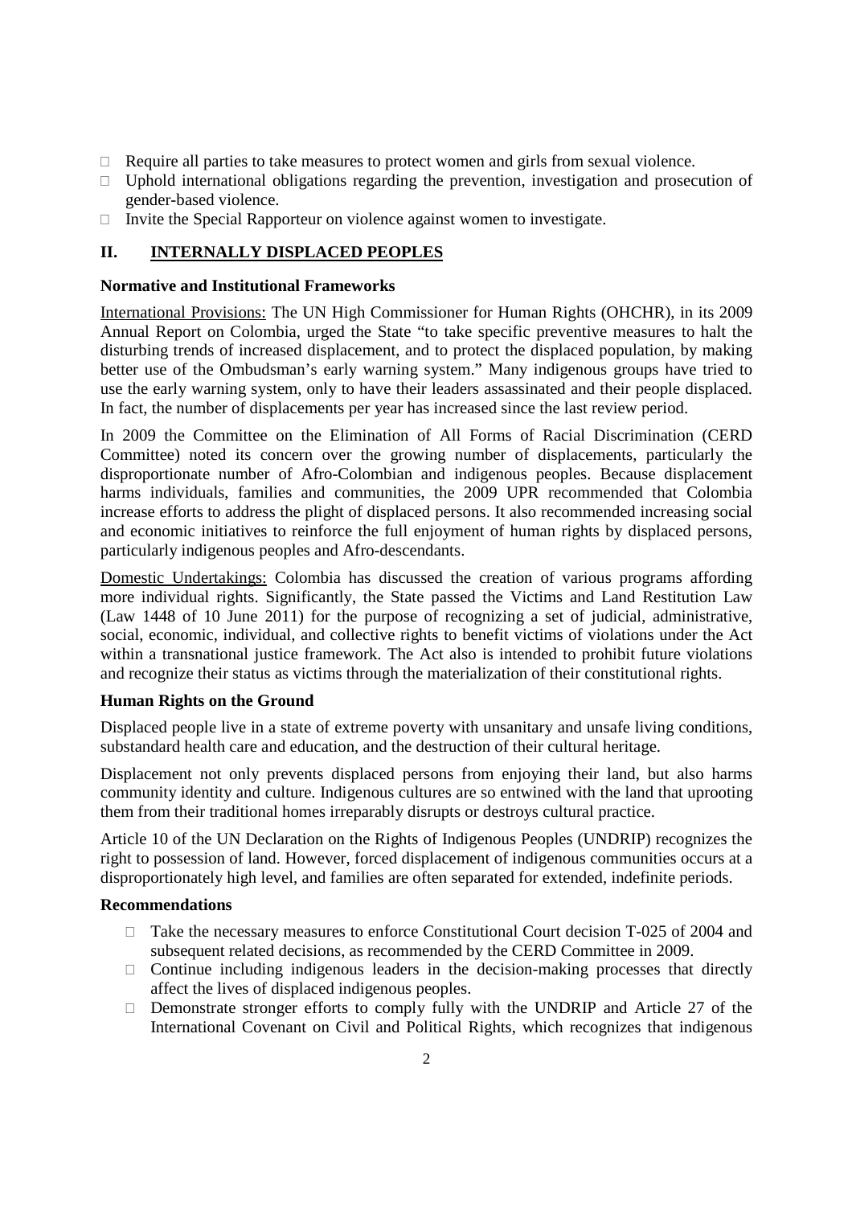- Require all parties to take measures to protect women and girls from sexual violence.
- Uphold international obligations regarding the prevention, investigation and prosecution of gender-based violence.
- Invite the Special Rapporteur on violence against women to investigate.

## II. INTERNALLY DISPLACED PEOPLES

### Normative and Institutional Frameworks

International Provisions: The UN High Commissioner for Human Rights (OHCHR), in its 2009 Annual Report on Colombia, urged the State "to take specific preventive measures to halt the disturbing trends of increased displacement, and to protect the displaced population, by making better use of the Ombudsman's early warning system." Many indigenous groups have tried to use the early warning system, only to have their leaders assassinated and their people displaced. In fact, the number of displacements per year has increased since the last review period.

In 2009 the Committee on the Elimination of All Forms of Racial Discrimination (CERD Committee) noted its concern over the growing number of displacements, particularly the disproportionate number of Afro-Colombian and indigenous peoples. Because displacement harms individuals, families and communities, the 2009 UPR recommended that Colombia increase efforts to address the plight of displaced persons. It also recommended increasing social and economic initiatives to reinforce the full enjoyment of human rights by displaced persons, particularly indigenous peoples and Afro-descendants.

Domestic Undertakings: Colombia has discussed the creation of various programs affording more individual rights. Significantly, the State passed the Victims and Land Restitution Law (Law 1448 of 10 June 2011) for the purpose of recognizing a set of judicial, administrative, social, economic, individual, and collective rights to benefit victims of violations under the Act within a transnational justice framework. The Act also is intended to prohibit future violations and recognize their status as victims through the materialization of their constitutional rights.

### Human Rights on the Ground

Displaced people live in a state of extreme poverty with unsanitary and unsafe living conditions, substandard health care and education, and the destruction of their cultural heritage.

Displacement not only prevents displaced persons from enjoying their land, but also harms community identity and culture. Indigenous cultures are so entwined with the land that uprooting them from their traditional homes irreparably disrupts or destroys cultural practice.

Article 10 of the UN Declaration on the Rights of Indigenous Peoples (UNDRIP) recognizes the right to possession of land. However, forced displacement of indigenous communities occurs at a disproportionately high level, and families are often separated for extended, indefinite periods.

### Recommendations

- Take the necessary measures to enforce Constitutional Court decision T-025 of 2004 and subsequent related decisions, as recommended by the CERD Committee in 2009.
- Continue including indigenous leaders in the decision-making processes that directly affect the lives of displaced indigenous peoples.
- Demonstrate stronger efforts to comply fully with the UNDRIP and Article 27 of the International Covenant on Civil and Political Rights, which recognizes that indigenous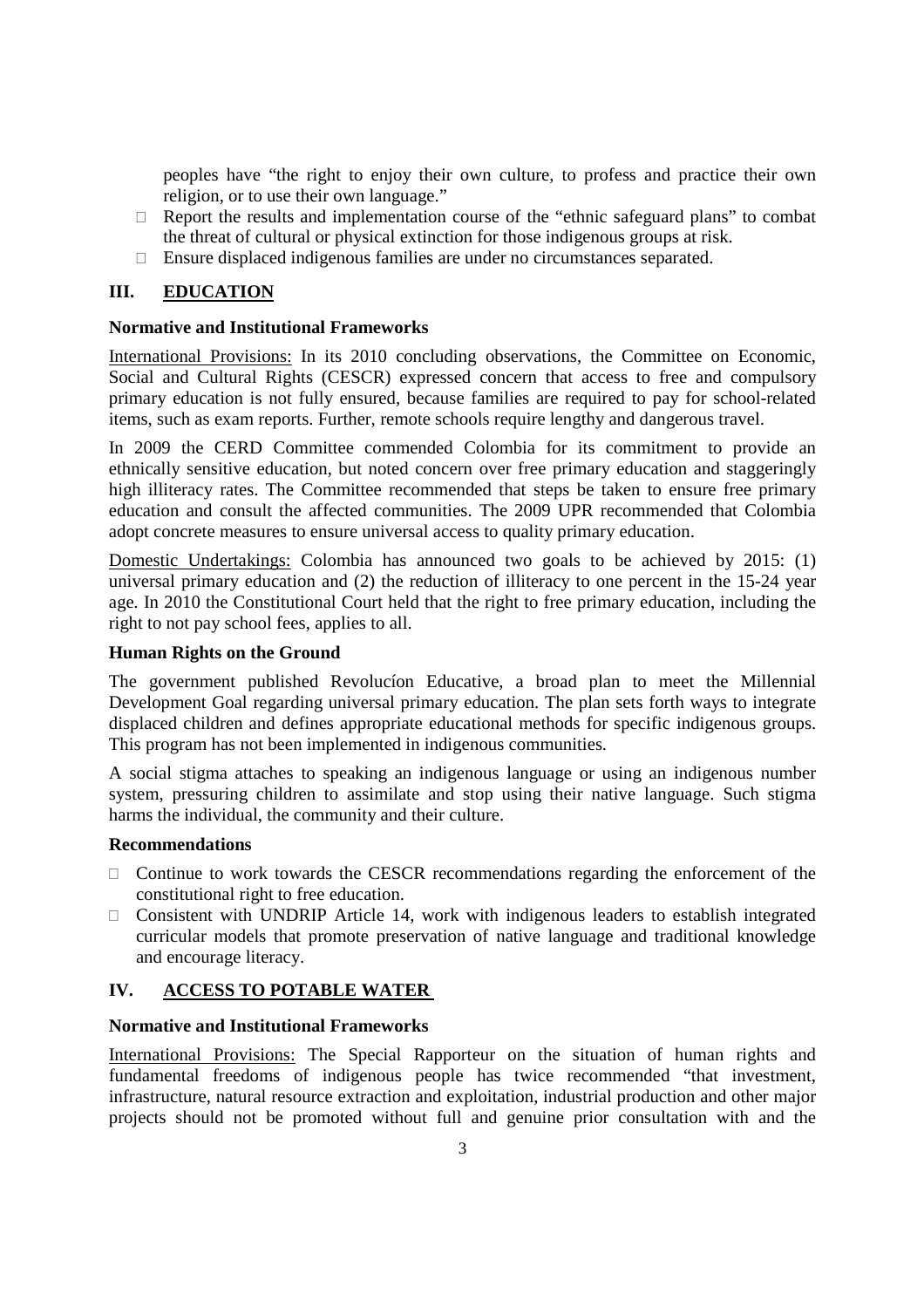peoples have "the right to enjoy their own culture, to profess and practice their own religion, or to use their own language."

- Report the results and implementation course of the "ethnic safeguard plans" to combat the threat of cultural or physical extinction for those indigenous groups at risk.
- Ensure displaced indigenous families are under no circumstances separated.

## III. EDUCATION

### Normative and Institutional Frameworks

International Provisions: In its 2010 concluding observations, the Committee on Economic, Social and Cultural Rights (CESCR) expressed concern that access to free and compulsory primary education is not fully ensured, because families are required to pay for school-related items, such as exam reports. Further, remote schools require lengthy and dangerous travel.

In 2009 the CERD Committee commended Colombia for its commitment to provide an ethnically sensitive education, but noted concern over free primary education and staggeringly high illiteracy rates. The Committee recommended that steps be taken to ensure free primary education and consult the affected communities. The 2009 UPR recommended that Colombia adopt concrete measures to ensure universal access to quality primary education.

Domestic Undertakings: Colombia has announced two goals to be achieved by 2015: (1) universal primary education and (2) the reduction of illiteracy to one percent in the 15-24 year age. In 2010 the Constitutional Court held that the right to free primary education, including the right to not pay school fees, applies to all.

### Human Rights on the Ground

The government published Revolucíon Educative, a broad plan to meet the Millennial Development Goal regarding universal primary education. The plan sets forth ways to integrate displaced children and defines appropriate educational methods for specific indigenous groups. This program has not been implemented in indigenous communities.

A social stigma attaches to speaking an indigenous language or using an indigenous number system, pressuring children to assimilate and stop using their native language. Such stigma harms the individual, the community and their culture.

### Recommendations

- Continue to work towards the CESCR recommendations regarding the enforcement of the constitutional right to free education.
- Consistent with UNDRIP Article 14, work with indigenous leaders to establish integrated curricular models that promote preservation of native language and traditional knowledge and encourage literacy.

## IV. ACCESS TO POTABLE WATER

### Normative and Institutional Frameworks

International Provisions: The Special Rapporteur on the situation of human rights and fundamental freedoms of indigenous people has twice recommended "that investment, infrastructure, natural resource extraction and exploitation, industrial production and other major projects should not be promoted without full and genuine prior consultation with and the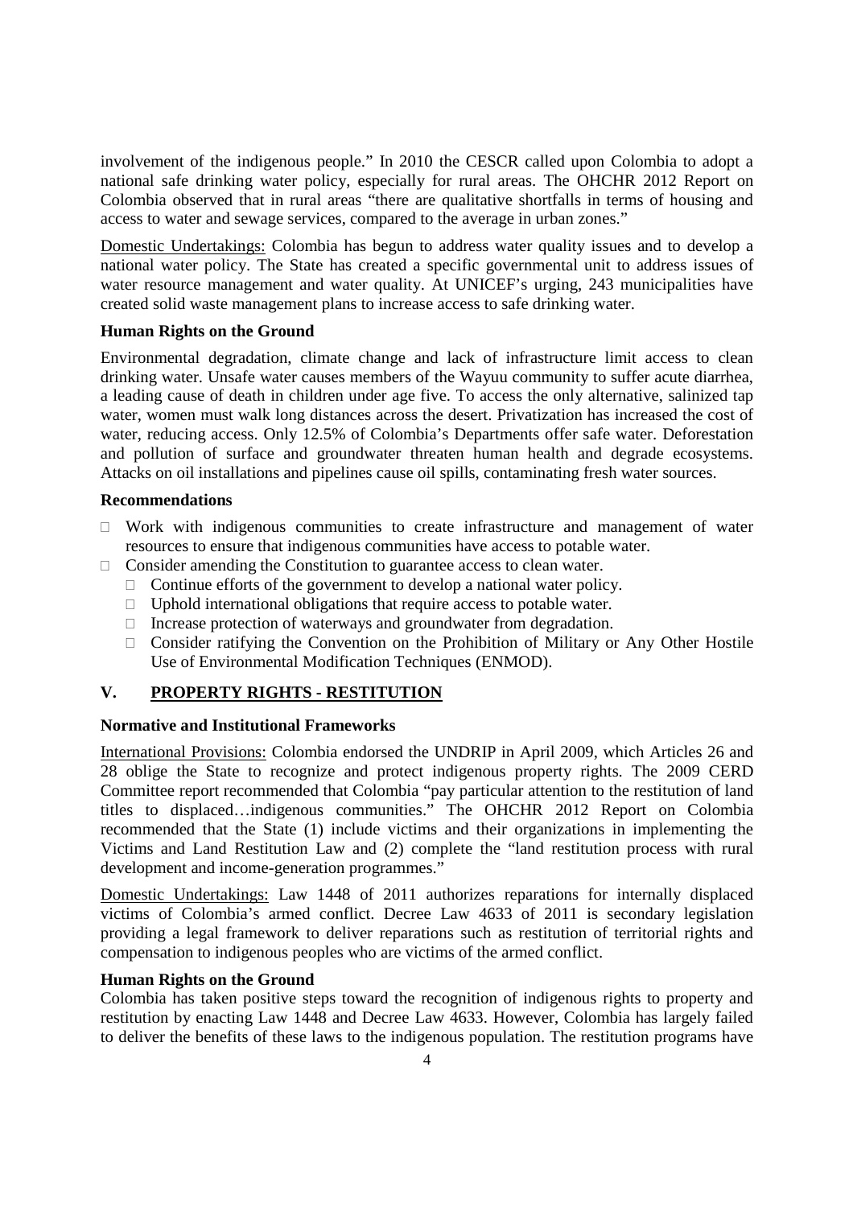involvement of the indigenous people." In 2010 the CESCR called upon Colombia to adopt a national safe drinking water policy, especially for rural areas. The OHCHR 2012 Report on Colombia observed that in rural areas "there are qualitative shortfalls in terms of housing and access to water and sewage services, compared to the average in urban zones."

Domestic Undertakings: Colombia has begun to address water quality issues and to develop a national water policy. The State has created a specific governmental unit to address issues of water resource management and water quality. At UNICEF's urging, 243 municipalities have created solid waste management plans to increase access to safe drinking water.

**Human Rights on the Ground**

Environmental degradation, climate change and lack of infrastructure limit access to clean drinking water. Unsafe water causes members of the Wayuu community to suffer acute diarrhea, a leading cause of death in children under age five. To access the only alternative, salinized tap water, women must walk long distances across the desert. Privatization has increased the cost of water, reducing access. Only 12.5% of Colombia's Departments offer safe water. Deforestation and pollution of surface and groundwater threaten human health and degrade ecosystems. Attacks on oil installations and pipelines cause oil spills, contaminating fresh water sources.

**Recommendations**

- Work with indigenous communities to create infrastructure and management of water resources to ensure that indigenous communities have access to potable water.
- Consider amending the Constitution to guarantee access to clean water.
  - Continue efforts of the government to develop a national water policy.
  - Uphold international obligations that require access to potable water.
  - Increase protection of waterways and groundwater from degradation.
  - Consider ratifying the Convention on the Prohibition of Military or Any Other Hostile Use of Environmental Modification Techniques (ENMOD).

## V. PROPERTY RIGHTS - RESTITUTION

**Normative and Institutional Frameworks**

International Provisions: Colombia endorsed the UNDRIP in April 2009, which Articles 26 and 28 oblige the State to recognize and protect indigenous property rights. The 2009 CERD Committee report recommended that Colombia "pay particular attention to the restitution of land titles to displaced…indigenous communities." The OHCHR 2012 Report on Colombia recommended that the State (1) include victims and their organizations in implementing the Victims and Land Restitution Law and (2) complete the "land restitution process with rural development and income-generation programmes."

Domestic Undertakings: Law 1448 of 2011 authorizes reparations for internally displaced victims of Colombia's armed conflict. Decree Law 4633 of 2011 is secondary legislation providing a legal framework to deliver reparations such as restitution of territorial rights and compensation to indigenous peoples who are victims of the armed conflict.

**Human Rights on the Ground**

Colombia has taken positive steps toward the recognition of indigenous rights to property and restitution by enacting Law 1448 and Decree Law 4633. However, Colombia has largely failed to deliver the benefits of these laws to the indigenous population. The restitution programs have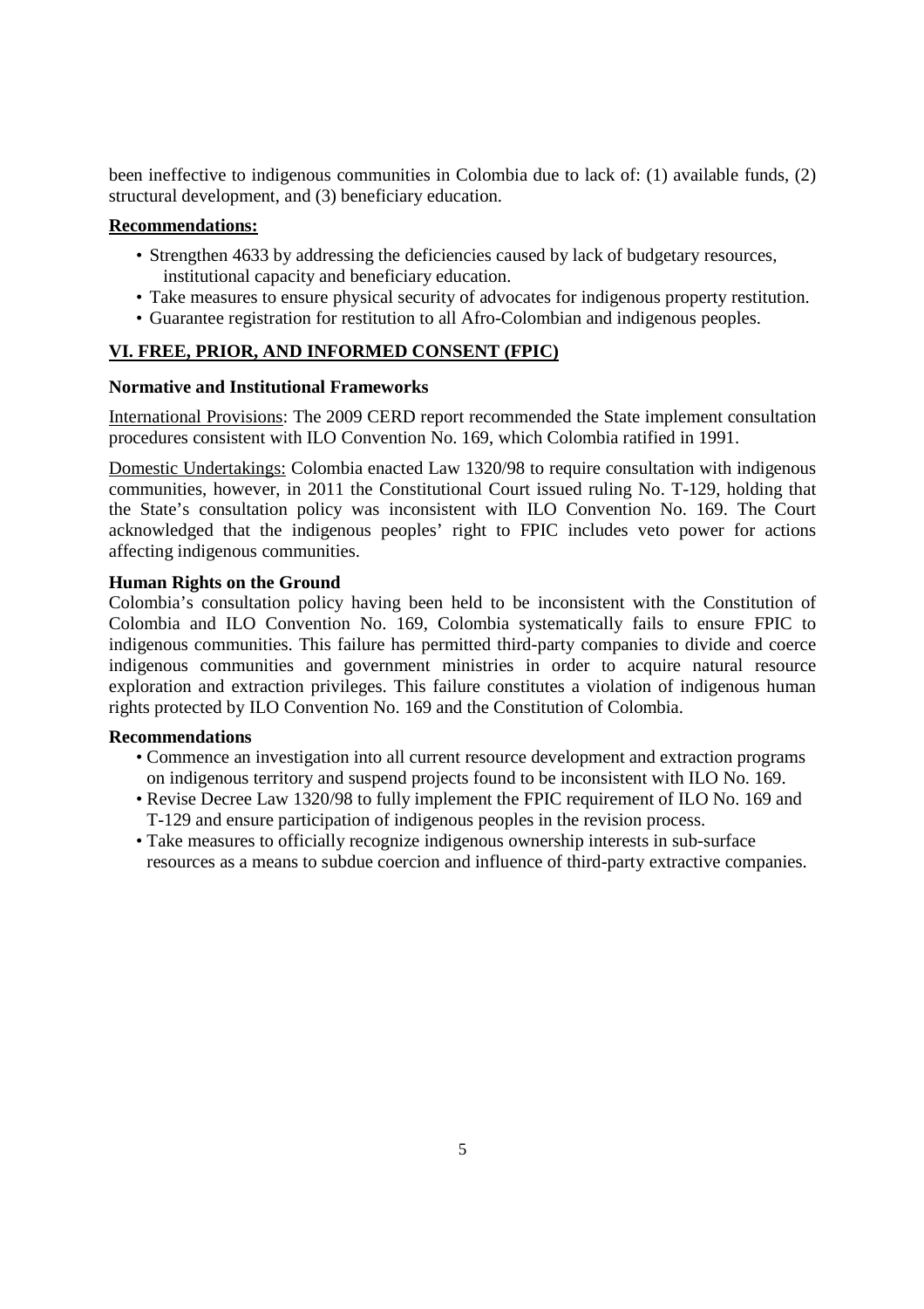been ineffective to indigenous communities in Colombia due to lack of: (1) available funds, (2) structural development, and (3) beneficiary education.

**Recommendations:**

- Strengthen 4633 by addressing the deficiencies caused by lack of budgetary resources, institutional capacity and beneficiary education.
- Take measures to ensure physical security of advocates for indigenous property restitution.
- Guarantee registration for restitution to all Afro-Colombian and indigenous peoples.

## VI. FREE, PRIOR, AND INFORMED CONSENT (FPIC)

**Normative and Institutional Frameworks**

International Provisions: The 2009 CERD report recommended the State implement consultation procedures consistent with ILO Convention No. 169, which Colombia ratified in 1991.

Domestic Undertakings: Colombia enacted Law 1320/98 to require consultation with indigenous communities, however, in 2011 the Constitutional Court issued ruling No. T-129, holding that the State's consultation policy was inconsistent with ILO Convention No. 169. The Court acknowledged that the indigenous peoples' right to FPIC includes veto power for actions affecting indigenous communities.

**Human Rights on the Ground**

Colombia's consultation policy having been held to be inconsistent with the Constitution of Colombia and ILO Convention No. 169, Colombia systematically fails to ensure FPIC to indigenous communities. This failure has permitted third-party companies to divide and coerce indigenous communities and government ministries in order to acquire natural resource exploration and extraction privileges. This failure constitutes a violation of indigenous human rights protected by ILO Convention No. 169 and the Constitution of Colombia.

**Recommendations**

- Commence an investigation into all current resource development and extraction programs on indigenous territory and suspend projects found to be inconsistent with ILO No. 169.
- Revise Decree Law 1320/98 to fully implement the FPIC requirement of ILO No. 169 and T-129 and ensure participation of indigenous peoples in the revision process.
- Take measures to officially recognize indigenous ownership interests in sub-surface resources as a means to subdue coercion and influence of third-party extractive companies.